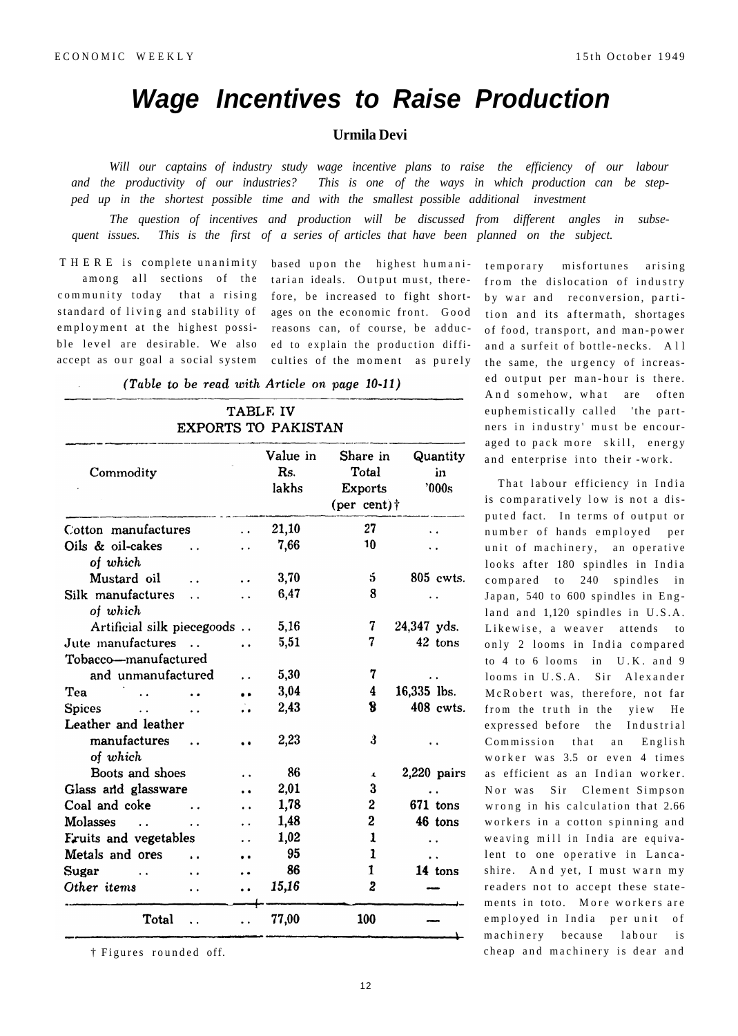# Wage Incentives to Raise Production

**Urmila Devi**

*Will our captains of industry study wage incentive plans to raise the efficiency of our labour and the productivity of our industries? This is one of the ways in which production can be stepped up in the shortest possible time and with the smallest possible additional investment*

*The question of incentives and production will be discussed from different angles in subsequent issues. This is the first of a series of articles that have been planned on the subject.*

THERE is complete unanimity among all sections of the community today that a rising standard of living and stability of employment at the highest possible level are desirable. We also accept as our goal a social system based upon the highest humanitarian ideals. Output must, therefore, be increased to fight shortages on the economic front. Good reasons can, of course, be adduced to explain the production difficulties of the moment as purely temporary misfortunes arising from the dislocation of industry by war and reconversion, partition and its aftermath, shortages of food, transport, and man-power and a surfeit of bottle-necks. All the same, the urgency of increased output per man-hour is there. And somehow, what are often euphemistically called 'the partners in industry' must be encouraged to pack more skill, energy and enterprise into their -work.

That labour efficiency in India is comparatively low is not a disputed fact. In terms of output or number of hands employed per unit of machinery, an operative looks after 180 spindles in India compared to 240 spindles in Japan, 540 to 600 spindles in England and 1,120 spindles in U.S.A. Likewise, a weaver attends to only 2 looms in India compared to 4 to 6 looms in U.K. and 9 looms in U.S.A. Sir Alexander McRobert was, therefore, not far from the truth in the yiew He expressed before the Industrial Commission that an English worker was 3.5 or even 4 times as efficient as an Indian worker. Nor was Sir Clement Simpson wrong in his calculation that 2.66 workers in a cotton spinning and weaving mill in India are equivalent to one operative in Lancashire. And yet, I must warn my readers not to accept these statements in toto. More workers are employed in India per unit of machinery because labour is cheap and machinery is dear and

*(Table to be read with Article on page 10-11)*

**TABLE IV**
**EXPORTS TO PAKISTAN**

| Commodity | Value in Rs. lakhs | Share in Total Exports (per cent)† | Quantity in '000s |
|---|---|---|---|
| Cotton manufactures | 21,10 | 27 | .. |
| Oils & oil-cakes | 7,66 | 10 | .. |
| *of which* | | | |
| Mustard oil | 3,70 | 5 | 805 cwts. |
| Silk manufactures | 6,47 | 8 | .. |
| *of which* | | | |
| Artificial silk piecegoods | 5,16 | 7 | 24,347 yds. |
| Jute manufactures | 5,51 | 7 | 42 tons |
| Tobacco—manufactured and unmanufactured | 5,30 | 7 | .. |
| Tea | 3,04 | 4 | 16,335 lbs. |
| Spices | 2,43 | 3 | 408 cwts. |
| Leather and leather manufactures | 2,23 | 3 | .. |
| *of which* | | | |
| Boots and shoes | 86 | 1 | 2,220 pairs |
| Glass and glassware | 2,01 | 3 | .. |
| Coal and coke | 1,78 | 2 | 671 tons |
| Molasses | 1,48 | 2 | 46 tons |
| Fruits and vegetables | 1,02 | 1 | .. |
| Metals and ores | 95 | 1 | .. |
| Sugar | 86 | 1 | 14 tons |
| *Other items* | *15,16* | 2 | — |
| Total | 77,00 | 100 | — |

† Figures rounded off.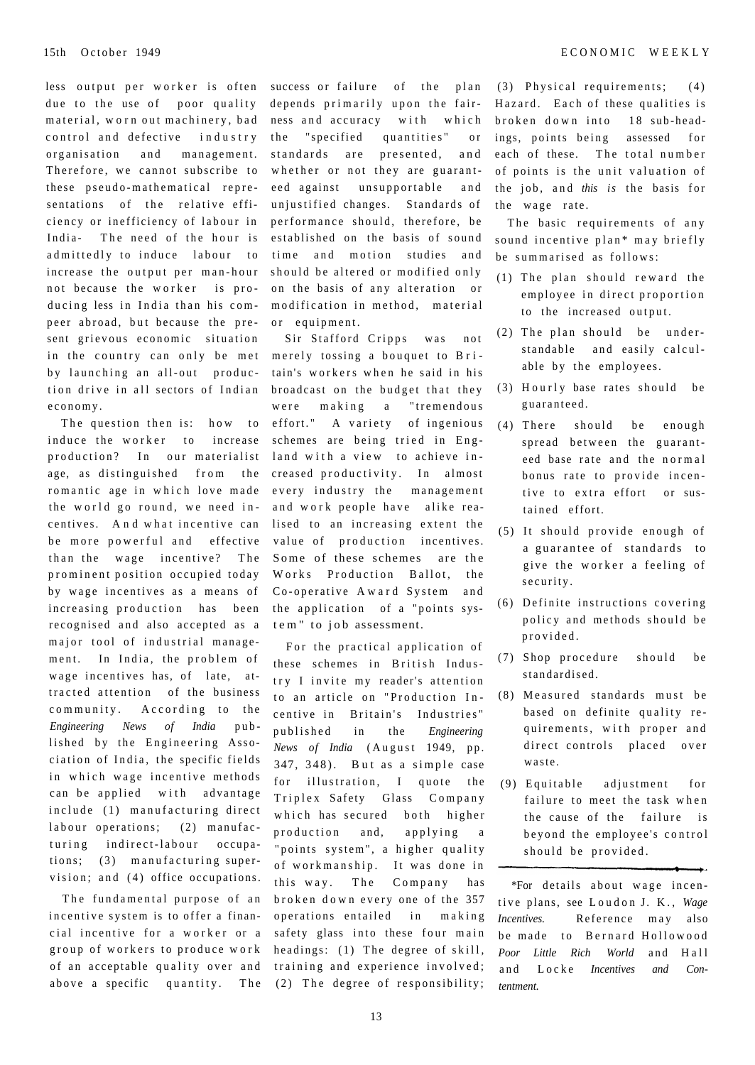less output per worker is often due to the use of poor quality material, worn out machinery, bad control and defective industry organisation and management. Therefore, we cannot subscribe to these pseudo-mathematical representations of the relative efficiency or inefficiency of labour in India- The need of the hour is admittedly to induce labour to increase the output per man-hour not because the worker is producing less in India than his compeer abroad, but because the present grievous economic situation in the country can only be met by launching an all-out production drive in all sectors of Indian economy.

The question then is: how to induce the worker to increase production? In our materialist age, as distinguished from the romantic age in which love made the world go round, we need incentives. And what incentive can be more powerful and effective than the wage incentive? The prominent position occupied today by wage incentives as a means of increasing production has been recognised and also accepted as a major tool of industrial management. In India, the problem of wage incentives has, of late, attracted attention of the business community. According to the *Engineering News of India* published by the Engineering Association of India, the specific fields in which wage incentive methods can be applied with advantage include (1) manufacturing direct labour operations; (2) manufacturing indirect-labour occupations; (3) manufacturing supervision; and (4) office occupations.

The fundamental purpose of an incentive system is to offer a financial incentive for a worker or a group of workers to produce work of an acceptable quality over and above a specific quantity. The success or failure of the plan depends primarily upon the fairness and accuracy with which the "specified quantities" or standards are presented, and whether or not they are guaranteed against unsupportable and unjustified changes. Standards of performance should, therefore, be established on the basis of sound time and motion studies and should be altered or modified only on the basis of any alteration or modification in method, material or equipment.

Sir Stafford Cripps was not merely tossing a bouquet to Britain's workers when he said in his broadcast on the budget that they were making a "tremendous effort." A variety of ingenious schemes are being tried in England with a view to achieve increased productivity. In almost every industry the management and work people have alike realised to an increasing extent the value of production incentives. Some of these schemes are the Works Production Ballot, the Co-operative Award System and the application of a "points system" to job assessment.

For the practical application of these schemes in British Industry I invite my reader's attention to an article on "Production Incentive in Britain's Industries" published in the *Engineering News of India* (August 1949, pp. 347, 348). But as a simple case for illustration, I quote the Triplex Safety Glass Company which has secured both higher production and, applying a "points system", a higher quality of workmanship. It was done in this way. The Company has broken down every one of the 357 operations entailed in making safety glass into these four main headings: (1) The degree of skill, training and experience involved; (2) The degree of responsibility; (3) Physical requirements; (4) Hazard. Each of these qualities is broken down into 18 sub-headings, points being assessed for each of these. The total number of points is the unit valuation of the job, and *this is* the basis for the wage rate.

The basic requirements of any sound incentive plan* may briefly be summarised as follows:

(1) The plan should reward the employee in direct proportion to the increased output.

(2) The plan should be understandable and easily calculable by the employees.

(3) Hourly base rates should be guaranteed.

(4) There should be enough spread between the guaranteed base rate and the normal bonus rate to provide incentive to extra effort or sustained effort.

(5) It should provide enough of a guarantee of standards to give the worker a feeling of security.

(6) Definite instructions covering policy and methods should be provided.

(7) Shop procedure should be standardised.

(8) Measured standards must be based on definite quality requirements, with proper and direct controls placed over waste.

(9) Equitable adjustment for failure to meet the task when the cause of the failure is beyond the employee's control should be provided.

---

*For details about wage incentive plans, see Loudon J. K., *Wage Incentives.* Reference may also be made to Bernard Hollowood *Poor Little Rich World* and Hall and Locke *Incentives and Contentment.*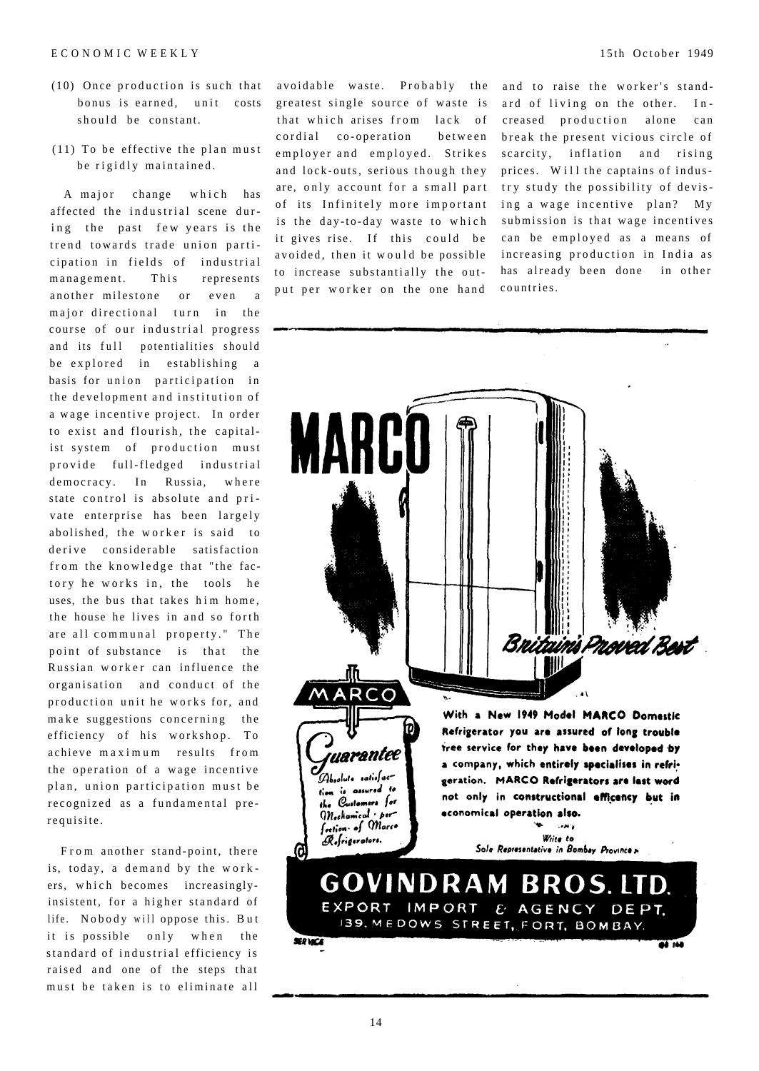(10) Once production is such that bonus is earned, unit costs should be constant.

(11) To be effective the plan must be rigidly maintained.

A major change which has affected the industrial scene during the past few years is the trend towards trade union participation in fields of industrial management. This represents another milestone or even a major directional turn in the course of our industrial progress and its full potentialities should be explored in establishing a basis for union participation in the development and institution of a wage incentive project. In order to exist and flourish, the capitalist system of production must provide full-fledged industrial democracy. In Russia, where state control is absolute and private enterprise has been largely abolished, the worker is said to derive considerable satisfaction from the knowledge that "the factory he works in, the tools he uses, the bus that takes him home, the house he lives in and so forth are all communal property." The point of substance is that the Russian worker can influence the organisation and conduct of the production unit he works for, and make suggestions concerning the efficiency of his workshop. To achieve maximum results from the operation of a wage incentive plan, union participation must be recognized as a fundamental prerequisite.

From another stand-point, there is, today, a demand by the workers, which becomes increasingly-insistent, for a higher standard of life. Nobody will oppose this. But it is possible only when the standard of industrial efficiency is raised and one of the steps that must be taken is to eliminate all avoidable waste. Probably the greatest single source of waste is that which arises from lack of cordial co-operation between employer and employed. Strikes and lock-outs, serious though they are, only account for a small part of its Infinitely more important is the day-to-day waste to which it gives rise. If this could be avoided, then it would be possible to increase substantially the output per worker on the one hand and to raise the worker's standard of living on the other. Increased production alone can break the present vicious circle of scarcity, inflation and rising prices. Will the captains of industry study the possibility of devising a wage incentive plan? My submission is that wage incentives can be employed as a means of increasing production in India as has already been done in other countries.

# MARCO

*Britain's Proved Best*

MARCO

*Guarantee*

*Absolute satisfaction is assured to the Customers for Mechanical perfection of Marco Refrigerators.*

**With a New 1949 Model MARCO Domestic Refrigerator you are assured of long trouble free service for they have been developed by a company, which entirely specialises in refrigeration. MARCO Refrigerators are last word not only in constructional efficency but in economical operation also.**

*Write to*
*Sole Representative in Bombay Province*

## GOVINDRAM BROS. LTD.

EXPORT IMPORT & AGENCY DEPT.
139, MEDOWS STREET, FORT, BOMBAY.